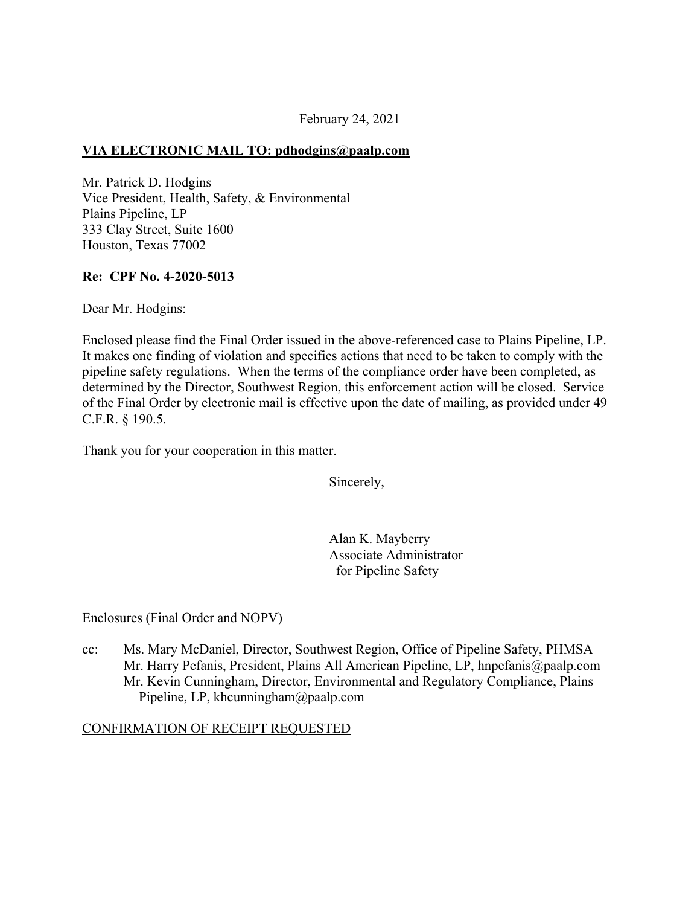February 24, 2021

**VIA ELECTRONIC MAIL TO: pdhodgins@paalp.com**

Mr. Patrick D. Hodgins
Vice President, Health, Safety, & Environmental
Plains Pipeline, LP
333 Clay Street, Suite 1600
Houston, Texas 77002

**Re: CPF No. 4-2020-5013**

Dear Mr. Hodgins:

Enclosed please find the Final Order issued in the above-referenced case to Plains Pipeline, LP. It makes one finding of violation and specifies actions that need to be taken to comply with the pipeline safety regulations. When the terms of the compliance order have been completed, as determined by the Director, Southwest Region, this enforcement action will be closed. Service of the Final Order by electronic mail is effective upon the date of mailing, as provided under 49 C.F.R. § 190.5.

Thank you for your cooperation in this matter.

Sincerely,

Alan K. Mayberry
Associate Administrator
for Pipeline Safety

Enclosures (Final Order and NOPV)

cc: Ms. Mary McDaniel, Director, Southwest Region, Office of Pipeline Safety, PHMSA
Mr. Harry Pefanis, President, Plains All American Pipeline, LP, hnpefanis@paalp.com
Mr. Kevin Cunningham, Director, Environmental and Regulatory Compliance, Plains Pipeline, LP, khcunningham@paalp.com

CONFIRMATION OF RECEIPT REQUESTED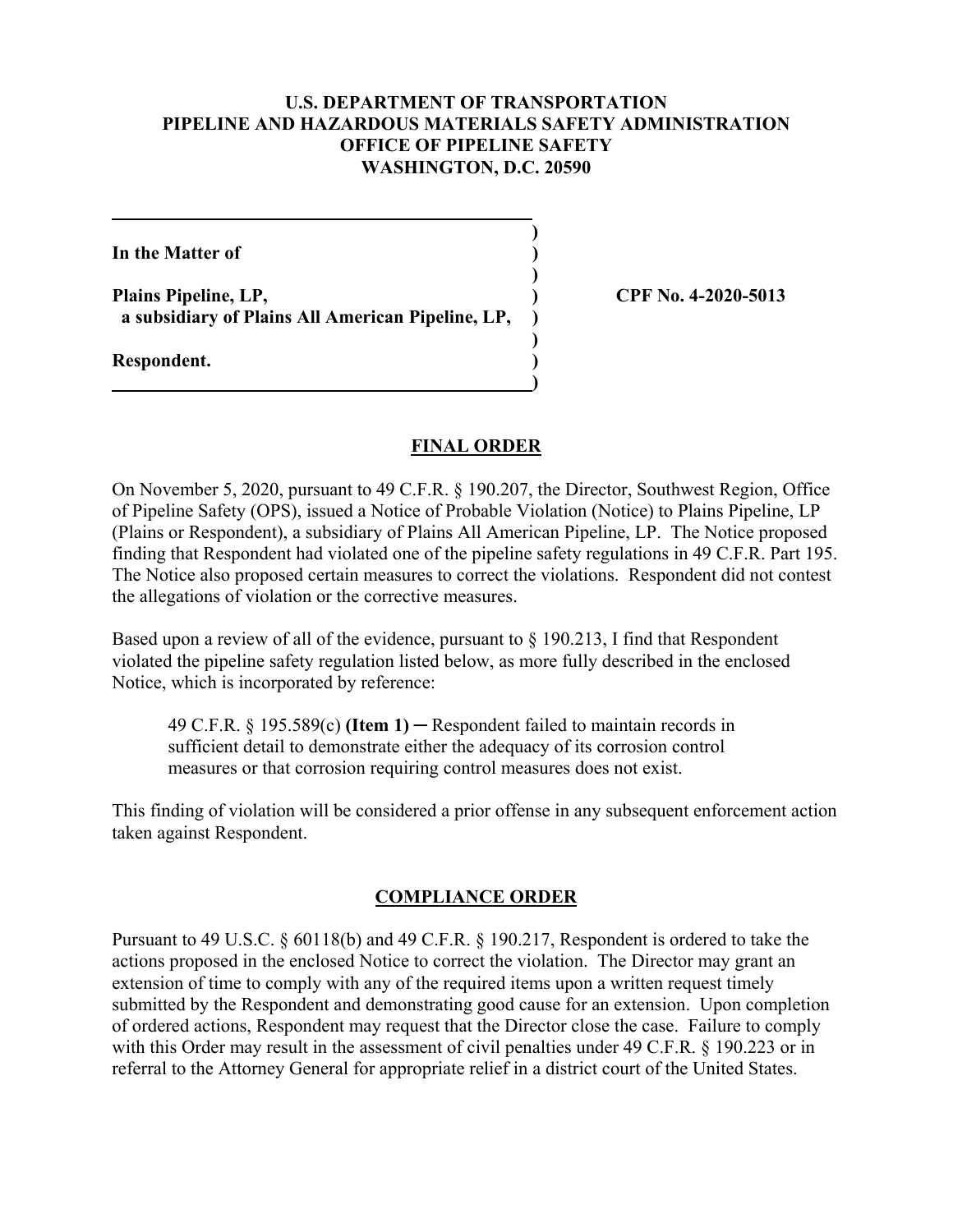**U.S. DEPARTMENT OF TRANSPORTATION**
**PIPELINE AND HAZARDOUS MATERIALS SAFETY ADMINISTRATION**
**OFFICE OF PIPELINE SAFETY**
**WASHINGTON, D.C. 20590**

| | | |
|---|---|---|
| **In the Matter of** | ) | |
| | ) | |
| **Plains Pipeline, LP,** | ) | **CPF No. 4-2020-5013** |
| **a subsidiary of Plains All American Pipeline, LP,** | ) | |
| | ) | |
| **Respondent.** | ) | |

## FINAL ORDER

On November 5, 2020, pursuant to 49 C.F.R. § 190.207, the Director, Southwest Region, Office of Pipeline Safety (OPS), issued a Notice of Probable Violation (Notice) to Plains Pipeline, LP (Plains or Respondent), a subsidiary of Plains All American Pipeline, LP. The Notice proposed finding that Respondent had violated one of the pipeline safety regulations in 49 C.F.R. Part 195. The Notice also proposed certain measures to correct the violations. Respondent did not contest the allegations of violation or the corrective measures.

Based upon a review of all of the evidence, pursuant to § 190.213, I find that Respondent violated the pipeline safety regulation listed below, as more fully described in the enclosed Notice, which is incorporated by reference:

> 49 C.F.R. § 195.589(c) **(Item 1)** ─ Respondent failed to maintain records in sufficient detail to demonstrate either the adequacy of its corrosion control measures or that corrosion requiring control measures does not exist.

This finding of violation will be considered a prior offense in any subsequent enforcement action taken against Respondent.

## COMPLIANCE ORDER

Pursuant to 49 U.S.C. § 60118(b) and 49 C.F.R. § 190.217, Respondent is ordered to take the actions proposed in the enclosed Notice to correct the violation. The Director may grant an extension of time to comply with any of the required items upon a written request timely submitted by the Respondent and demonstrating good cause for an extension. Upon completion of ordered actions, Respondent may request that the Director close the case. Failure to comply with this Order may result in the assessment of civil penalties under 49 C.F.R. § 190.223 or in referral to the Attorney General for appropriate relief in a district court of the United States.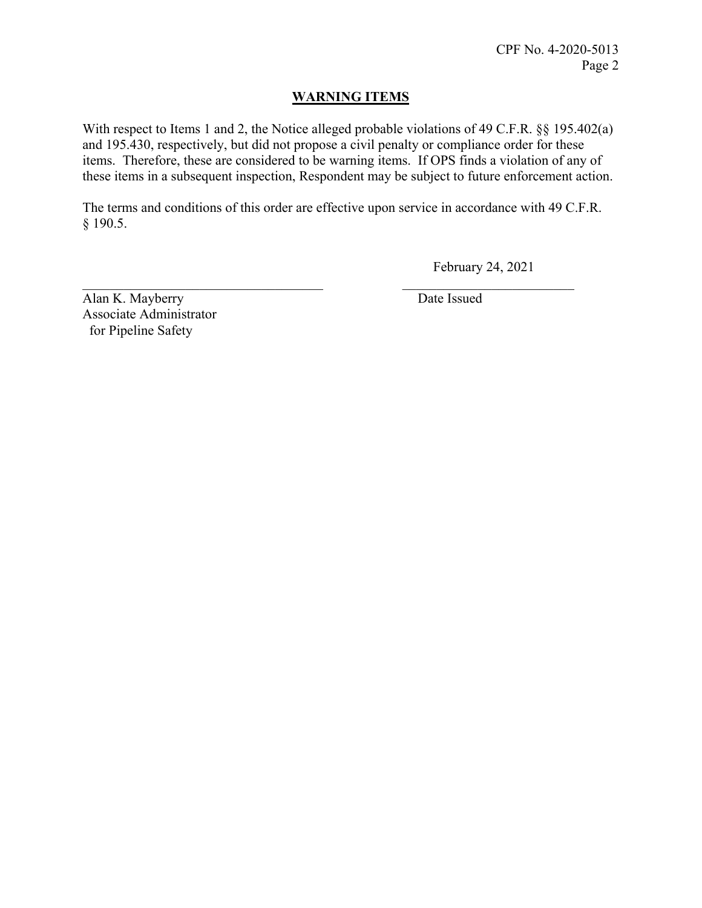## WARNING ITEMS

With respect to Items 1 and 2, the Notice alleged probable violations of 49 C.F.R. §§ 195.402(a) and 195.430, respectively, but did not propose a civil penalty or compliance order for these items. Therefore, these are considered to be warning items. If OPS finds a violation of any of these items in a subsequent inspection, Respondent may be subject to future enforcement action.

The terms and conditions of this order are effective upon service in accordance with 49 C.F.R. § 190.5.

February 24, 2021

\_\_\_\_\_\_\_\_\_\_\_\_\_\_\_\_\_\_\_\_\_\_\_\_\_\_\_\_\_\_\_\_\_\_ \_\_\_\_\_\_\_\_\_\_\_\_\_\_\_\_\_\_\_\_\_\_\_\_\_\_

Alan K. Mayberry
Associate Administrator
for Pipeline Safety

Date Issued